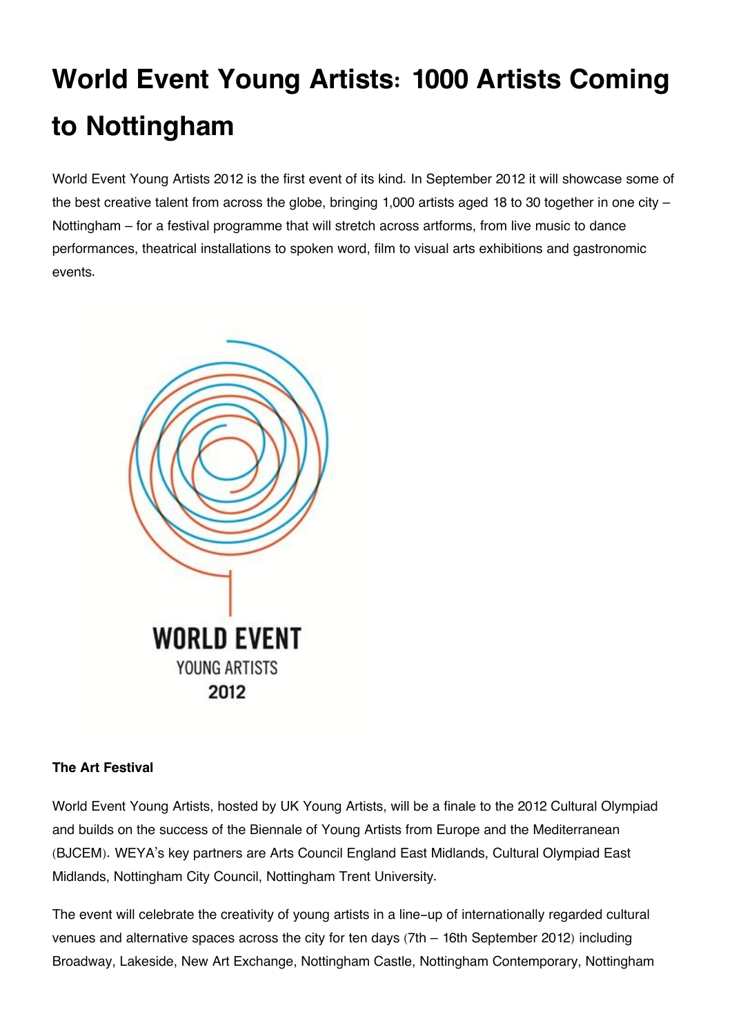# World Event Young Artists: 1000 Artists Coming to Nottingham

World Event Young Artists 2012 is the first event of its kind. In September 2012 it will showcase some of the best creative talent from across the globe, bringing 1,000 artists aged 18 to 30 together in one city – Nottingham – for a festival programme that will stretch across artforms, from live music to dance performances, theatrical installations to spoken word, film to visual arts exhibitions and gastronomic events.

**The Art Festival**

World Event Young Artists, hosted by UK Young Artists, will be a finale to the 2012 Cultural Olympiad and builds on the success of the Biennale of Young Artists from Europe and the Mediterranean (BJCEM). WEYA's key partners are Arts Council England East Midlands, Cultural Olympiad East Midlands, Nottingham City Council, Nottingham Trent University.

The event will celebrate the creativity of young artists in a line-up of internationally regarded cultural venues and alternative spaces across the city for ten days (7th – 16th September 2012) including Broadway, Lakeside, New Art Exchange, Nottingham Castle, Nottingham Contemporary, Nottingham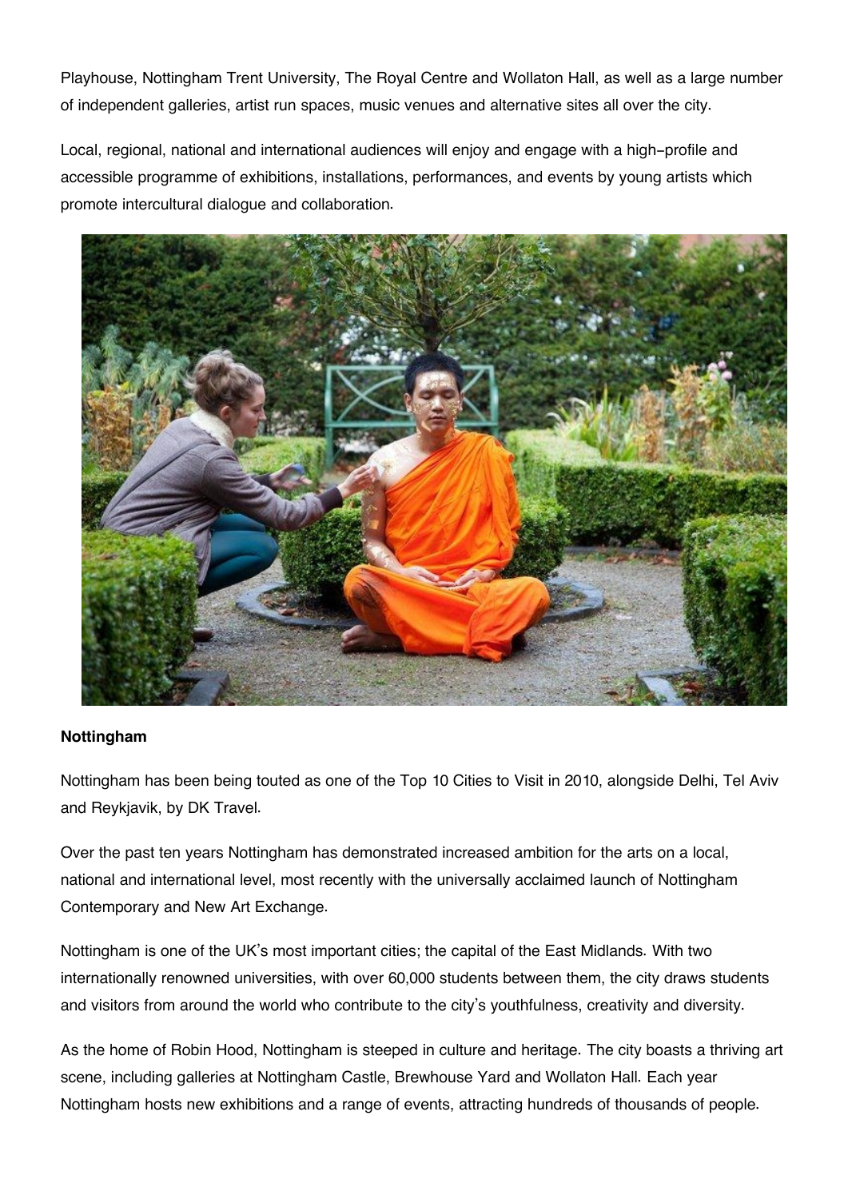Playhouse, Nottingham Trent University, The Royal Centre and Wollaton Hall, as well as a large number of independent galleries, artist run spaces, music venues and alternative sites all over the city.

Local, regional, national and international audiences will enjoy and engage with a high-profile and accessible programme of exhibitions, installations, performances, and events by young artists which promote intercultural dialogue and collaboration.

**Nottingham**

Nottingham has been being touted as one of the Top 10 Cities to Visit in 2010, alongside Delhi, Tel Aviv and Reykjavik, by DK Travel.

Over the past ten years Nottingham has demonstrated increased ambition for the arts on a local, national and international level, most recently with the universally acclaimed launch of Nottingham Contemporary and New Art Exchange.

Nottingham is one of the UK's most important cities; the capital of the East Midlands. With two internationally renowned universities, with over 60,000 students between them, the city draws students and visitors from around the world who contribute to the city's youthfulness, creativity and diversity.

As the home of Robin Hood, Nottingham is steeped in culture and heritage. The city boasts a thriving art scene, including galleries at Nottingham Castle, Brewhouse Yard and Wollaton Hall. Each year Nottingham hosts new exhibitions and a range of events, attracting hundreds of thousands of people.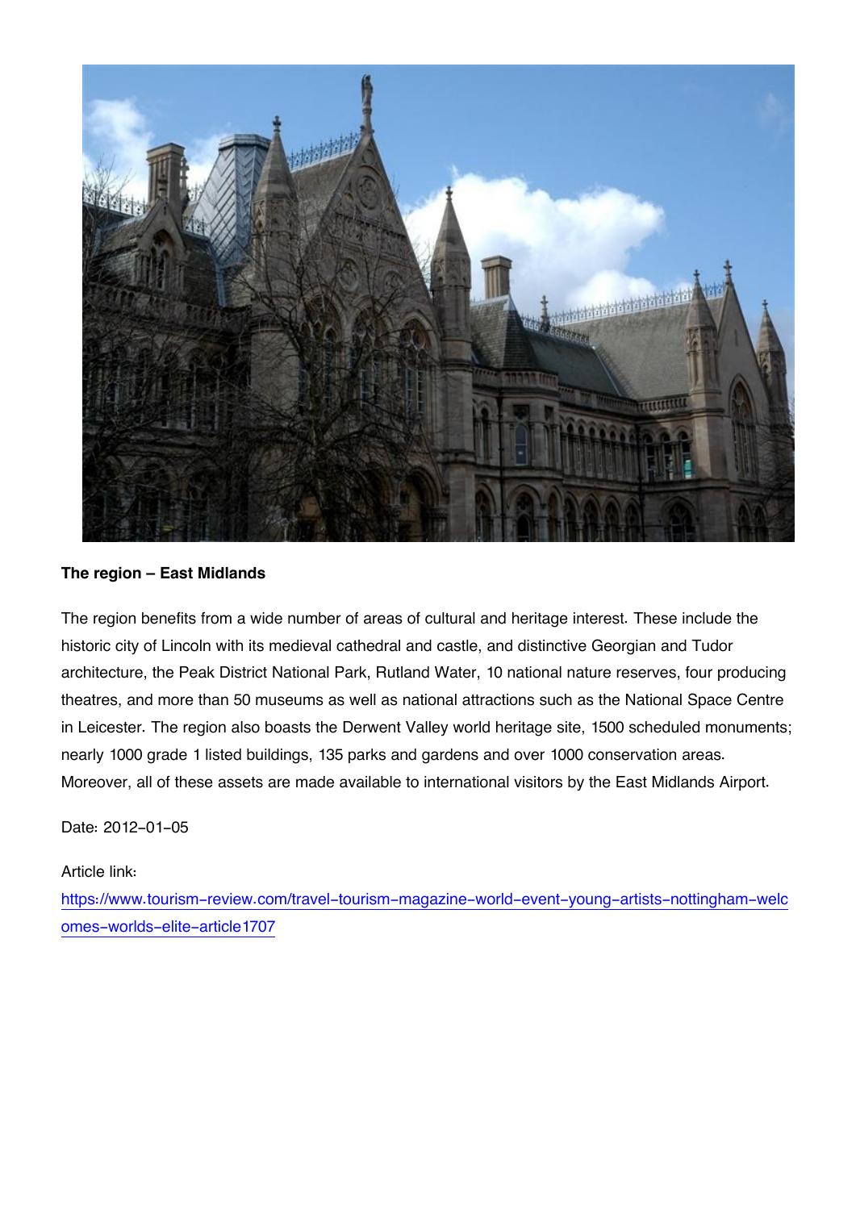**The region – East Midlands**

The region benefits from a wide number of areas of cultural and heritage interest. These include the historic city of Lincoln with its medieval cathedral and castle, and distinctive Georgian and Tudor architecture, the Peak District National Park, Rutland Water, 10 national nature reserves, four producing theatres, and more than 50 museums as well as national attractions such as the National Space Centre in Leicester. The region also boasts the Derwent Valley world heritage site, 1500 scheduled monuments; nearly 1000 grade 1 listed buildings, 135 parks and gardens and over 1000 conservation areas. Moreover, all of these assets are made available to international visitors by the East Midlands Airport.

Date: 2012-01-05

Article link:
https://www.tourism-review.com/travel-tourism-magazine-world-event-young-artists-nottingham-welcomes-worlds-elite-article1707